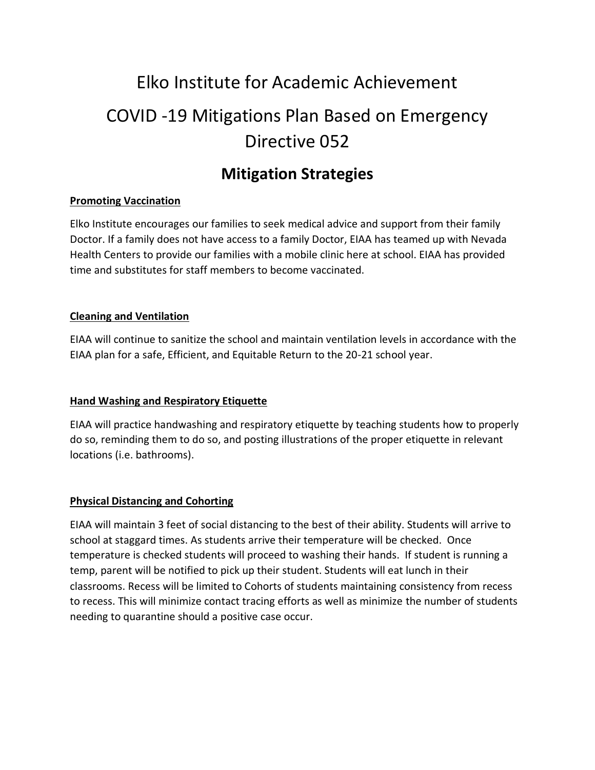# Elko Institute for Academic Achievement

# COVID -19 Mitigations Plan Based on Emergency Directive 052

## Mitigation Strategies

**Promoting Vaccination**

Elko Institute encourages our families to seek medical advice and support from their family Doctor. If a family does not have access to a family Doctor, EIAA has teamed up with Nevada Health Centers to provide our families with a mobile clinic here at school. EIAA has provided time and substitutes for staff members to become vaccinated.

**Cleaning and Ventilation**

EIAA will continue to sanitize the school and maintain ventilation levels in accordance with the EIAA plan for a safe, Efficient, and Equitable Return to the 20-21 school year.

**Hand Washing and Respiratory Etiquette**

EIAA will practice handwashing and respiratory etiquette by teaching students how to properly do so, reminding them to do so, and posting illustrations of the proper etiquette in relevant locations (i.e. bathrooms).

**Physical Distancing and Cohorting**

EIAA will maintain 3 feet of social distancing to the best of their ability. Students will arrive to school at staggard times. As students arrive their temperature will be checked. Once temperature is checked students will proceed to washing their hands. If student is running a temp, parent will be notified to pick up their student. Students will eat lunch in their classrooms. Recess will be limited to Cohorts of students maintaining consistency from recess to recess. This will minimize contact tracing efforts as well as minimize the number of students needing to quarantine should a positive case occur.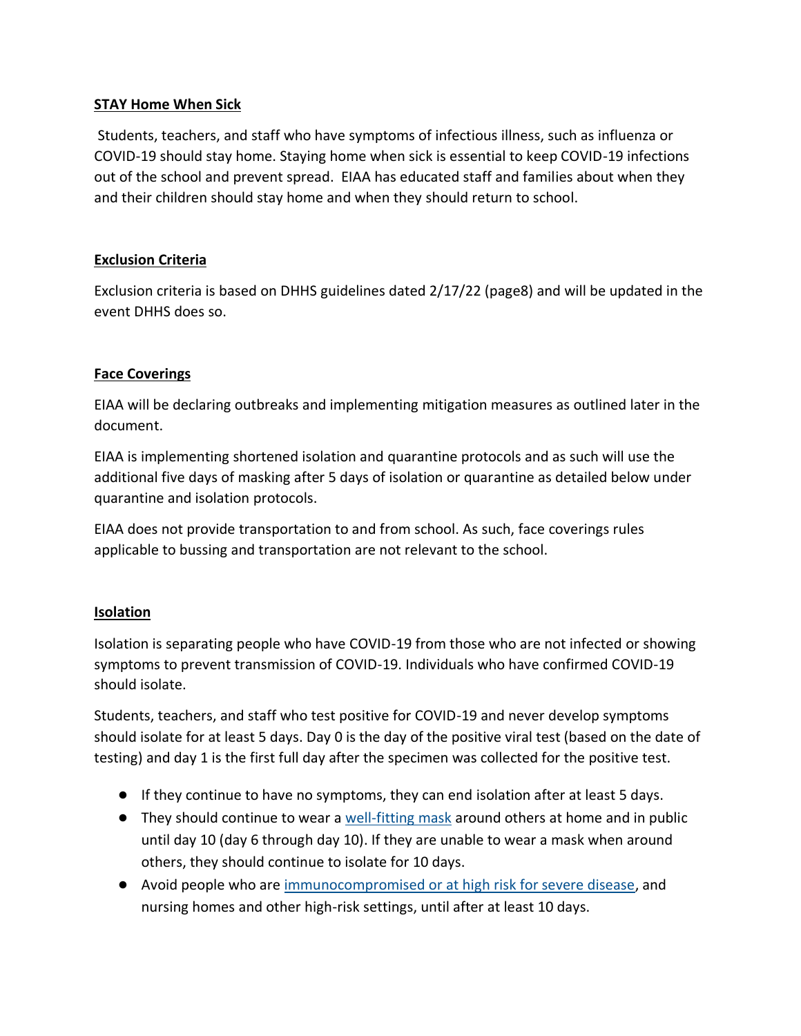## STAY Home When Sick

Students, teachers, and staff who have symptoms of infectious illness, such as influenza or COVID-19 should stay home. Staying home when sick is essential to keep COVID-19 infections out of the school and prevent spread. EIAA has educated staff and families about when they and their children should stay home and when they should return to school.

## Exclusion Criteria

Exclusion criteria is based on DHHS guidelines dated 2/17/22 (page8) and will be updated in the event DHHS does so.

## Face Coverings

EIAA will be declaring outbreaks and implementing mitigation measures as outlined later in the document.

EIAA is implementing shortened isolation and quarantine protocols and as such will use the additional five days of masking after 5 days of isolation or quarantine as detailed below under quarantine and isolation protocols.

EIAA does not provide transportation to and from school. As such, face coverings rules applicable to bussing and transportation are not relevant to the school.

## Isolation

Isolation is separating people who have COVID-19 from those who are not infected or showing symptoms to prevent transmission of COVID-19. Individuals who have confirmed COVID-19 should isolate.

Students, teachers, and staff who test positive for COVID-19 and never develop symptoms should isolate for at least 5 days. Day 0 is the day of the positive viral test (based on the date of testing) and day 1 is the first full day after the specimen was collected for the positive test.

- If they continue to have no symptoms, they can end isolation after at least 5 days.
- They should continue to wear a well-fitting mask around others at home and in public until day 10 (day 6 through day 10). If they are unable to wear a mask when around others, they should continue to isolate for 10 days.
- Avoid people who are immunocompromised or at high risk for severe disease, and nursing homes and other high-risk settings, until after at least 10 days.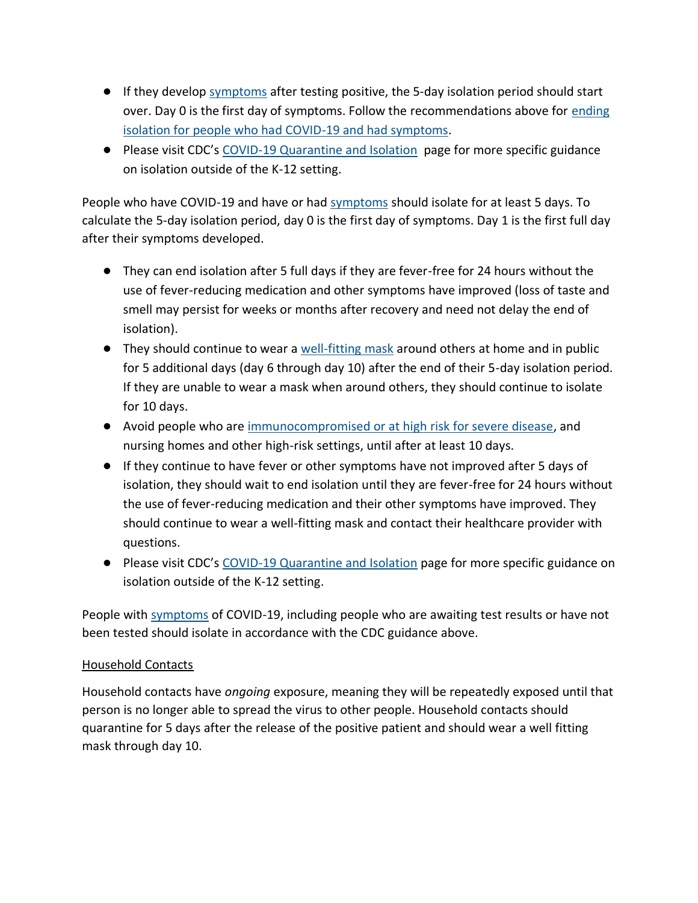- If they develop symptoms after testing positive, the 5-day isolation period should start over. Day 0 is the first day of symptoms. Follow the recommendations above for ending isolation for people who had COVID-19 and had symptoms.
- Please visit CDC's COVID-19 Quarantine and Isolation page for more specific guidance on isolation outside of the K-12 setting.

People who have COVID-19 and have or had symptoms should isolate for at least 5 days. To calculate the 5-day isolation period, day 0 is the first day of symptoms. Day 1 is the first full day after their symptoms developed.

- They can end isolation after 5 full days if they are fever-free for 24 hours without the use of fever-reducing medication and other symptoms have improved (loss of taste and smell may persist for weeks or months after recovery and need not delay the end of isolation).
- They should continue to wear a well-fitting mask around others at home and in public for 5 additional days (day 6 through day 10) after the end of their 5-day isolation period. If they are unable to wear a mask when around others, they should continue to isolate for 10 days.
- Avoid people who are immunocompromised or at high risk for severe disease, and nursing homes and other high-risk settings, until after at least 10 days.
- If they continue to have fever or other symptoms have not improved after 5 days of isolation, they should wait to end isolation until they are fever-free for 24 hours without the use of fever-reducing medication and their other symptoms have improved. They should continue to wear a well-fitting mask and contact their healthcare provider with questions.
- Please visit CDC's COVID-19 Quarantine and Isolation page for more specific guidance on isolation outside of the K-12 setting.

People with symptoms of COVID-19, including people who are awaiting test results or have not been tested should isolate in accordance with the CDC guidance above.

Household Contacts

Household contacts have *ongoing* exposure, meaning they will be repeatedly exposed until that person is no longer able to spread the virus to other people. Household contacts should quarantine for 5 days after the release of the positive patient and should wear a well fitting mask through day 10.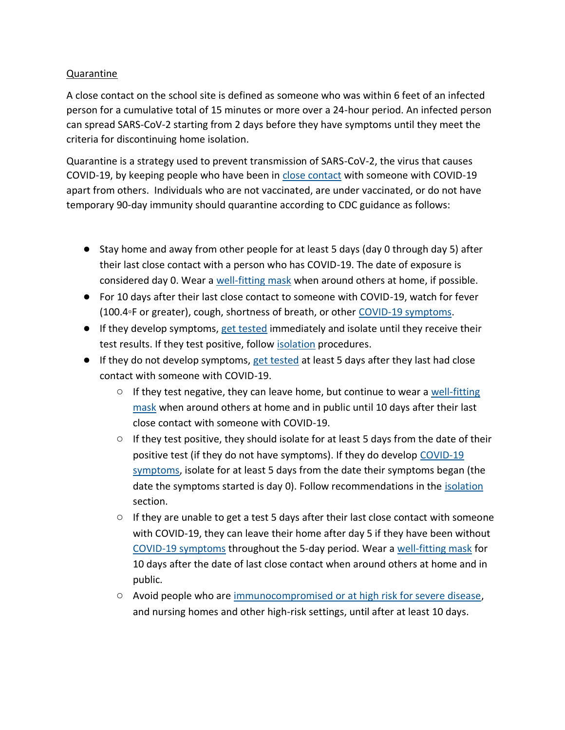Quarantine

A close contact on the school site is defined as someone who was within 6 feet of an infected person for a cumulative total of 15 minutes or more over a 24-hour period. An infected person can spread SARS-CoV-2 starting from 2 days before they have symptoms until they meet the criteria for discontinuing home isolation.

Quarantine is a strategy used to prevent transmission of SARS-CoV-2, the virus that causes COVID-19, by keeping people who have been in close contact with someone with COVID-19 apart from others. Individuals who are not vaccinated, are under vaccinated, or do not have temporary 90-day immunity should quarantine according to CDC guidance as follows:

- Stay home and away from other people for at least 5 days (day 0 through day 5) after their last close contact with a person who has COVID-19. The date of exposure is considered day 0. Wear a well-fitting mask when around others at home, if possible.
- For 10 days after their last close contact to someone with COVID-19, watch for fever (100.4◦F or greater), cough, shortness of breath, or other COVID-19 symptoms.
- If they develop symptoms, get tested immediately and isolate until they receive their test results. If they test positive, follow isolation procedures.
- If they do not develop symptoms, get tested at least 5 days after they last had close contact with someone with COVID-19.
  - If they test negative, they can leave home, but continue to wear a well-fitting mask when around others at home and in public until 10 days after their last close contact with someone with COVID-19.
  - If they test positive, they should isolate for at least 5 days from the date of their positive test (if they do not have symptoms). If they do develop COVID-19 symptoms, isolate for at least 5 days from the date their symptoms began (the date the symptoms started is day 0). Follow recommendations in the isolation section.
  - If they are unable to get a test 5 days after their last close contact with someone with COVID-19, they can leave their home after day 5 if they have been without COVID-19 symptoms throughout the 5-day period. Wear a well-fitting mask for 10 days after the date of last close contact when around others at home and in public.
  - Avoid people who are immunocompromised or at high risk for severe disease, and nursing homes and other high-risk settings, until after at least 10 days.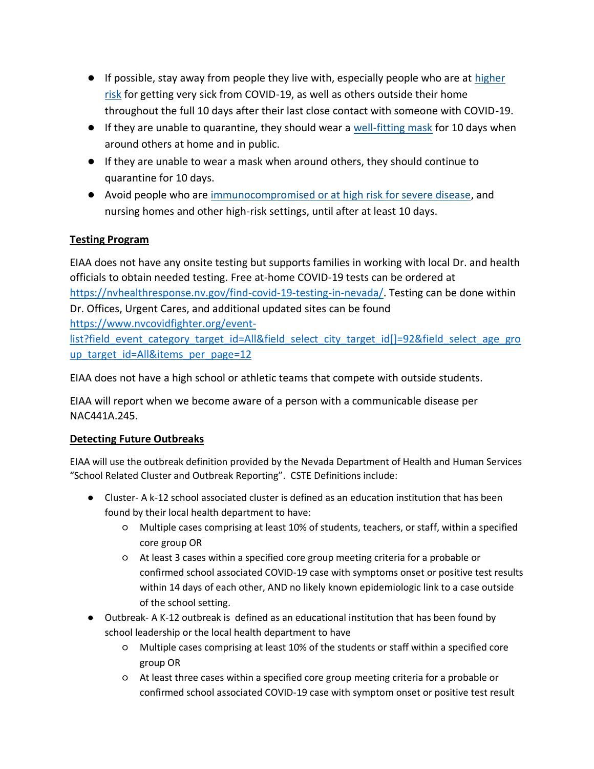- If possible, stay away from people they live with, especially people who are at [higher risk](#) for getting very sick from COVID-19, as well as others outside their home throughout the full 10 days after their last close contact with someone with COVID-19.
- If they are unable to quarantine, they should wear a [well-fitting mask](#) for 10 days when around others at home and in public.
- If they are unable to wear a mask when around others, they should continue to quarantine for 10 days.
- Avoid people who are [immunocompromised or at high risk for severe disease](#), and nursing homes and other high-risk settings, until after at least 10 days.

**Testing Program**

EIAA does not have any onsite testing but supports families in working with local Dr. and health officials to obtain needed testing. Free at-home COVID-19 tests can be ordered at https://nvhealthresponse.nv.gov/find-covid-19-testing-in-nevada/. Testing can be done within Dr. Offices, Urgent Cares, and additional updated sites can be found https://www.nvcovidfighter.org/event-list?field_event_category_target_id=All&field_select_city_target_id[]=92&field_select_age_group_target_id=All&items_per_page=12

EIAA does not have a high school or athletic teams that compete with outside students.

EIAA will report when we become aware of a person with a communicable disease per NAC441A.245.

**Detecting Future Outbreaks**

EIAA will use the outbreak definition provided by the Nevada Department of Health and Human Services "School Related Cluster and Outbreak Reporting". CSTE Definitions include:

- Cluster- A k-12 school associated cluster is defined as an education institution that has been found by their local health department to have:
  - Multiple cases comprising at least 10% of students, teachers, or staff, within a specified core group OR
  - At least 3 cases within a specified core group meeting criteria for a probable or confirmed school associated COVID-19 case with symptoms onset or positive test results within 14 days of each other, AND no likely known epidemiologic link to a case outside of the school setting.
- Outbreak- A K-12 outbreak is defined as an educational institution that has been found by school leadership or the local health department to have
  - Multiple cases comprising at least 10% of the students or staff within a specified core group OR
  - At least three cases within a specified core group meeting criteria for a probable or confirmed school associated COVID-19 case with symptom onset or positive test result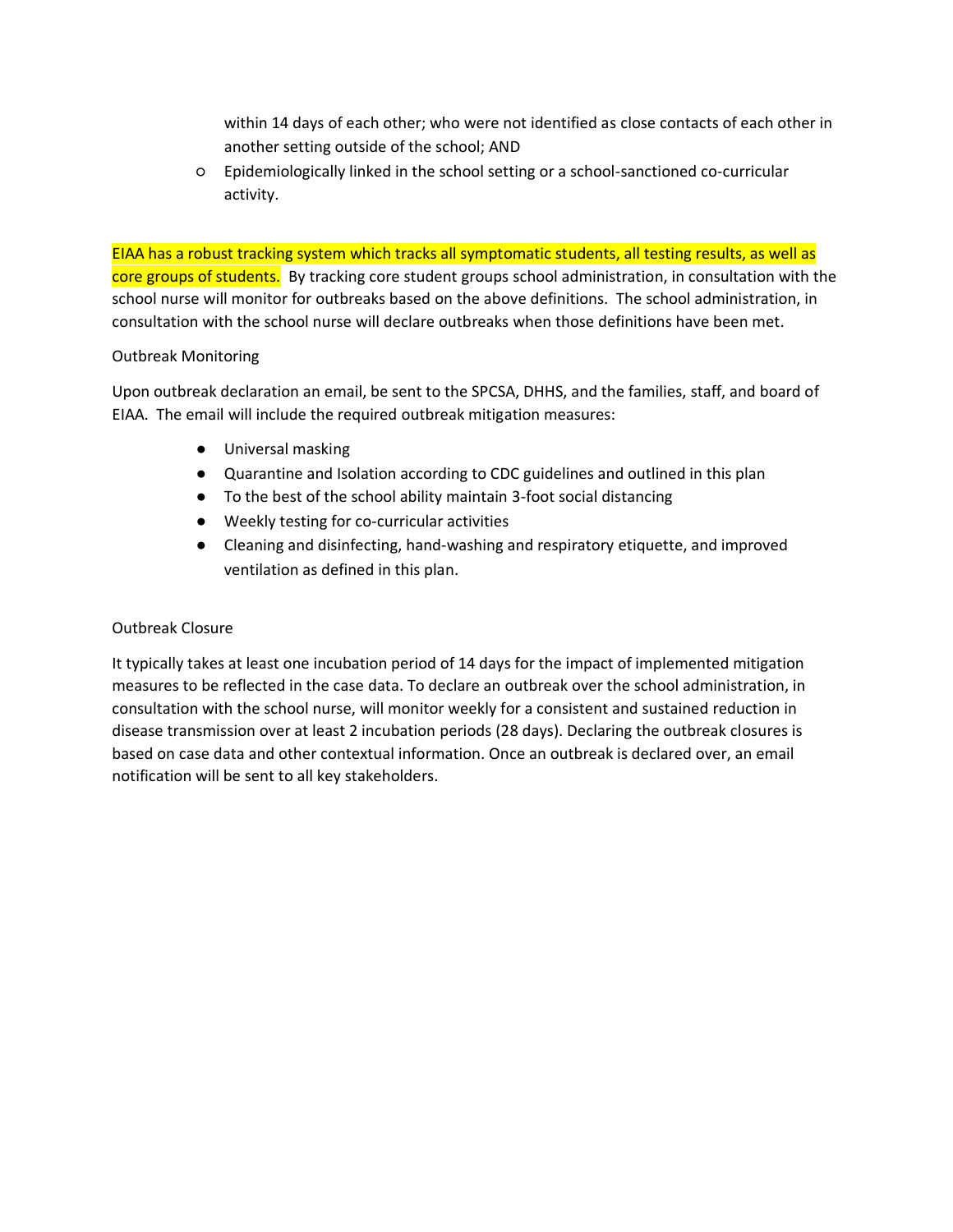within 14 days of each other; who were not identified as close contacts of each other in another setting outside of the school; AND

- Epidemiologically linked in the school setting or a school-sanctioned co-curricular activity.

EIAA has a robust tracking system which tracks all symptomatic students, all testing results, as well as core groups of students. By tracking core student groups school administration, in consultation with the school nurse will monitor for outbreaks based on the above definitions. The school administration, in consultation with the school nurse will declare outbreaks when those definitions have been met.

Outbreak Monitoring

Upon outbreak declaration an email, be sent to the SPCSA, DHHS, and the families, staff, and board of EIAA. The email will include the required outbreak mitigation measures:

- Universal masking
- Quarantine and Isolation according to CDC guidelines and outlined in this plan
- To the best of the school ability maintain 3-foot social distancing
- Weekly testing for co-curricular activities
- Cleaning and disinfecting, hand-washing and respiratory etiquette, and improved ventilation as defined in this plan.

Outbreak Closure

It typically takes at least one incubation period of 14 days for the impact of implemented mitigation measures to be reflected in the case data. To declare an outbreak over the school administration, in consultation with the school nurse, will monitor weekly for a consistent and sustained reduction in disease transmission over at least 2 incubation periods (28 days). Declaring the outbreak closures is based on case data and other contextual information. Once an outbreak is declared over, an email notification will be sent to all key stakeholders.